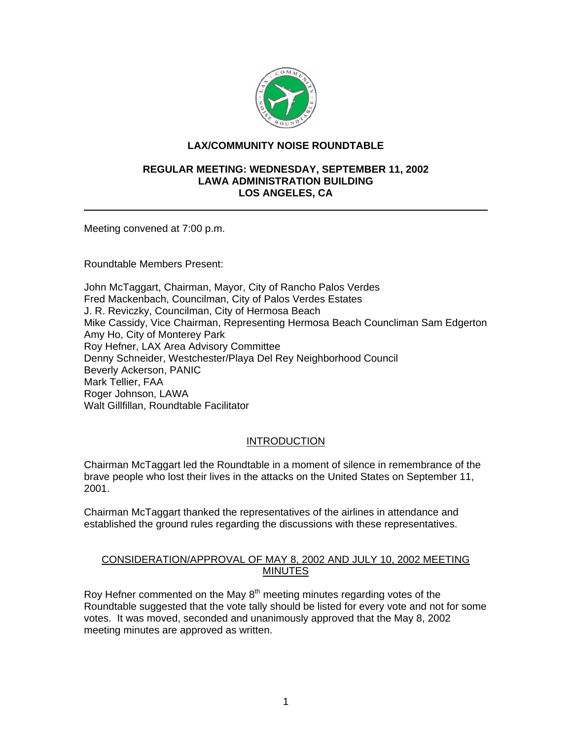# LAX/COMMUNITY NOISE ROUNDTABLE

## REGULAR MEETING: WEDNESDAY, SEPTEMBER 11, 2002
## LAWA ADMINISTRATION BUILDING
## LOS ANGELES, CA

---

Meeting convened at 7:00 p.m.

Roundtable Members Present:

John McTaggart, Chairman, Mayor, City of Rancho Palos Verdes
Fred Mackenbach, Councilman, City of Palos Verdes Estates
J. R. Reviczky, Councilman, City of Hermosa Beach
Mike Cassidy, Vice Chairman, Representing Hermosa Beach Councliman Sam Edgerton
Amy Ho, City of Monterey Park
Roy Hefner, LAX Area Advisory Committee
Denny Schneider, Westchester/Playa Del Rey Neighborhood Council
Beverly Ackerson, PANIC
Mark Tellier, FAA
Roger Johnson, LAWA
Walt Gillfillan, Roundtable Facilitator

### INTRODUCTION

Chairman McTaggart led the Roundtable in a moment of silence in remembrance of the brave people who lost their lives in the attacks on the United States on September 11, 2001.

Chairman McTaggart thanked the representatives of the airlines in attendance and established the ground rules regarding the discussions with these representatives.

### CONSIDERATION/APPROVAL OF MAY 8, 2002 AND JULY 10, 2002 MEETING MINUTES

Roy Hefner commented on the May 8th meeting minutes regarding votes of the Roundtable suggested that the vote tally should be listed for every vote and not for some votes. It was moved, seconded and unanimously approved that the May 8, 2002 meeting minutes are approved as written.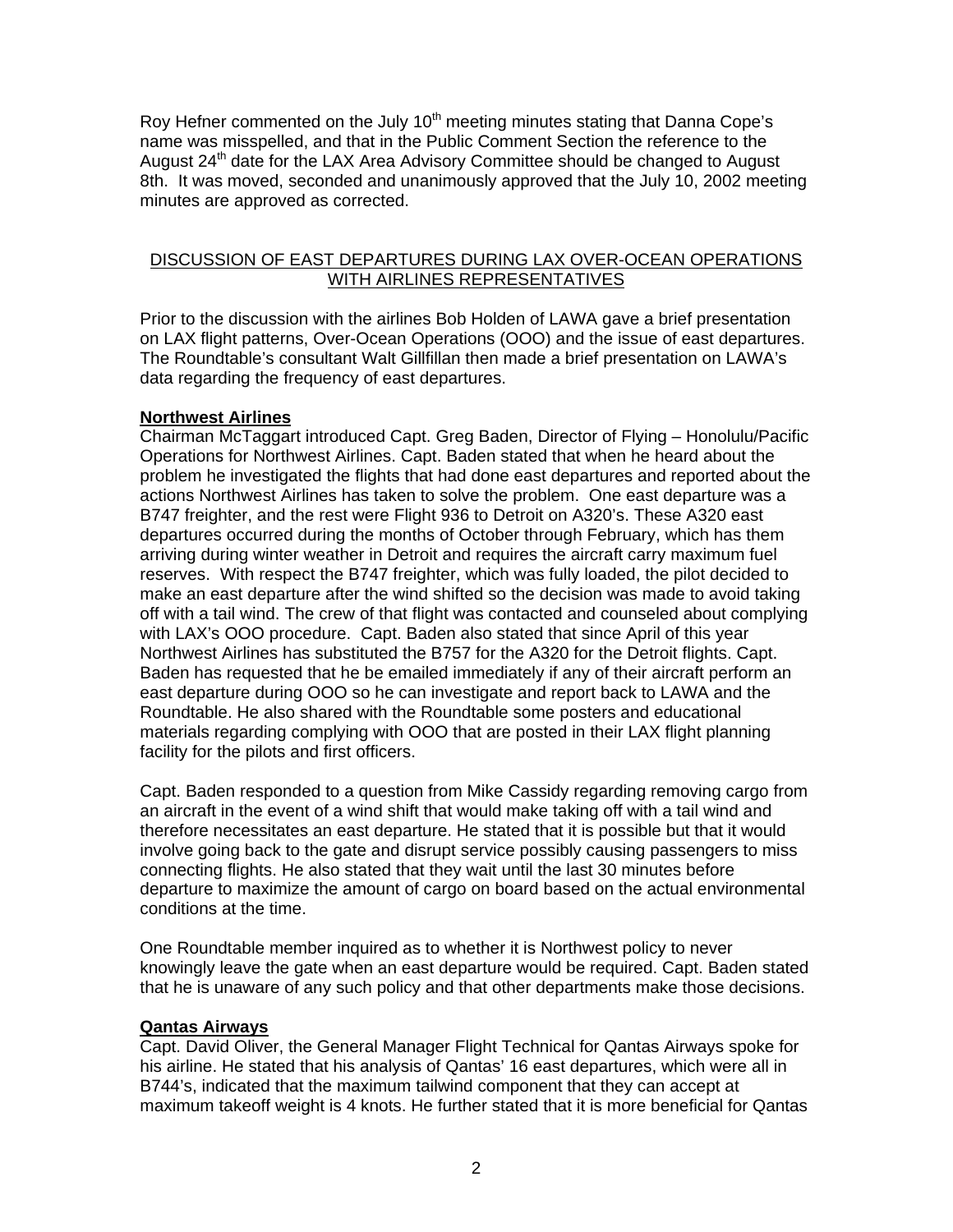Roy Hefner commented on the July 10th meeting minutes stating that Danna Cope's name was misspelled, and that in the Public Comment Section the reference to the August 24th date for the LAX Area Advisory Committee should be changed to August 8th. It was moved, seconded and unanimously approved that the July 10, 2002 meeting minutes are approved as corrected.

## DISCUSSION OF EAST DEPARTURES DURING LAX OVER-OCEAN OPERATIONS WITH AIRLINES REPRESENTATIVES

Prior to the discussion with the airlines Bob Holden of LAWA gave a brief presentation on LAX flight patterns, Over-Ocean Operations (OOO) and the issue of east departures. The Roundtable's consultant Walt Gillfillan then made a brief presentation on LAWA's data regarding the frequency of east departures.

### Northwest Airlines

Chairman McTaggart introduced Capt. Greg Baden, Director of Flying – Honolulu/Pacific Operations for Northwest Airlines. Capt. Baden stated that when he heard about the problem he investigated the flights that had done east departures and reported about the actions Northwest Airlines has taken to solve the problem. One east departure was a B747 freighter, and the rest were Flight 936 to Detroit on A320's. These A320 east departures occurred during the months of October through February, which has them arriving during winter weather in Detroit and requires the aircraft carry maximum fuel reserves. With respect the B747 freighter, which was fully loaded, the pilot decided to make an east departure after the wind shifted so the decision was made to avoid taking off with a tail wind. The crew of that flight was contacted and counseled about complying with LAX's OOO procedure. Capt. Baden also stated that since April of this year Northwest Airlines has substituted the B757 for the A320 for the Detroit flights. Capt. Baden has requested that he be emailed immediately if any of their aircraft perform an east departure during OOO so he can investigate and report back to LAWA and the Roundtable. He also shared with the Roundtable some posters and educational materials regarding complying with OOO that are posted in their LAX flight planning facility for the pilots and first officers.

Capt. Baden responded to a question from Mike Cassidy regarding removing cargo from an aircraft in the event of a wind shift that would make taking off with a tail wind and therefore necessitates an east departure. He stated that it is possible but that it would involve going back to the gate and disrupt service possibly causing passengers to miss connecting flights. He also stated that they wait until the last 30 minutes before departure to maximize the amount of cargo on board based on the actual environmental conditions at the time.

One Roundtable member inquired as to whether it is Northwest policy to never knowingly leave the gate when an east departure would be required. Capt. Baden stated that he is unaware of any such policy and that other departments make those decisions.

### Qantas Airways

Capt. David Oliver, the General Manager Flight Technical for Qantas Airways spoke for his airline. He stated that his analysis of Qantas' 16 east departures, which were all in B744's, indicated that the maximum tailwind component that they can accept at maximum takeoff weight is 4 knots. He further stated that it is more beneficial for Qantas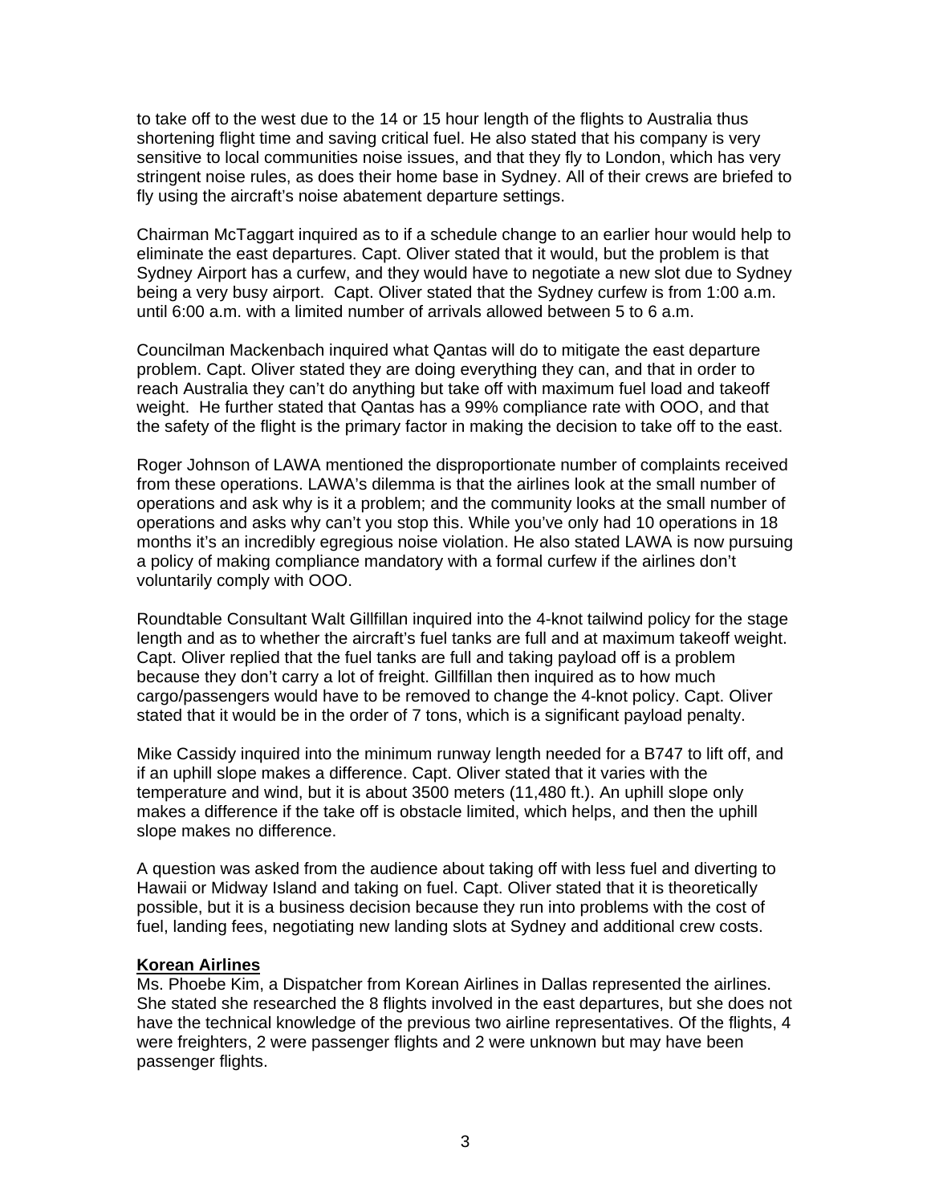to take off to the west due to the 14 or 15 hour length of the flights to Australia thus shortening flight time and saving critical fuel. He also stated that his company is very sensitive to local communities noise issues, and that they fly to London, which has very stringent noise rules, as does their home base in Sydney. All of their crews are briefed to fly using the aircraft's noise abatement departure settings.

Chairman McTaggart inquired as to if a schedule change to an earlier hour would help to eliminate the east departures. Capt. Oliver stated that it would, but the problem is that Sydney Airport has a curfew, and they would have to negotiate a new slot due to Sydney being a very busy airport. Capt. Oliver stated that the Sydney curfew is from 1:00 a.m. until 6:00 a.m. with a limited number of arrivals allowed between 5 to 6 a.m.

Councilman Mackenbach inquired what Qantas will do to mitigate the east departure problem. Capt. Oliver stated they are doing everything they can, and that in order to reach Australia they can't do anything but take off with maximum fuel load and takeoff weight. He further stated that Qantas has a 99% compliance rate with OOO, and that the safety of the flight is the primary factor in making the decision to take off to the east.

Roger Johnson of LAWA mentioned the disproportionate number of complaints received from these operations. LAWA's dilemma is that the airlines look at the small number of operations and ask why is it a problem; and the community looks at the small number of operations and asks why can't you stop this. While you've only had 10 operations in 18 months it's an incredibly egregious noise violation. He also stated LAWA is now pursuing a policy of making compliance mandatory with a formal curfew if the airlines don't voluntarily comply with OOO.

Roundtable Consultant Walt Gillfillan inquired into the 4-knot tailwind policy for the stage length and as to whether the aircraft's fuel tanks are full and at maximum takeoff weight. Capt. Oliver replied that the fuel tanks are full and taking payload off is a problem because they don't carry a lot of freight. Gillfillan then inquired as to how much cargo/passengers would have to be removed to change the 4-knot policy. Capt. Oliver stated that it would be in the order of 7 tons, which is a significant payload penalty.

Mike Cassidy inquired into the minimum runway length needed for a B747 to lift off, and if an uphill slope makes a difference. Capt. Oliver stated that it varies with the temperature and wind, but it is about 3500 meters (11,480 ft.). An uphill slope only makes a difference if the take off is obstacle limited, which helps, and then the uphill slope makes no difference.

A question was asked from the audience about taking off with less fuel and diverting to Hawaii or Midway Island and taking on fuel. Capt. Oliver stated that it is theoretically possible, but it is a business decision because they run into problems with the cost of fuel, landing fees, negotiating new landing slots at Sydney and additional crew costs.

**Korean Airlines**

Ms. Phoebe Kim, a Dispatcher from Korean Airlines in Dallas represented the airlines. She stated she researched the 8 flights involved in the east departures, but she does not have the technical knowledge of the previous two airline representatives. Of the flights, 4 were freighters, 2 were passenger flights and 2 were unknown but may have been passenger flights.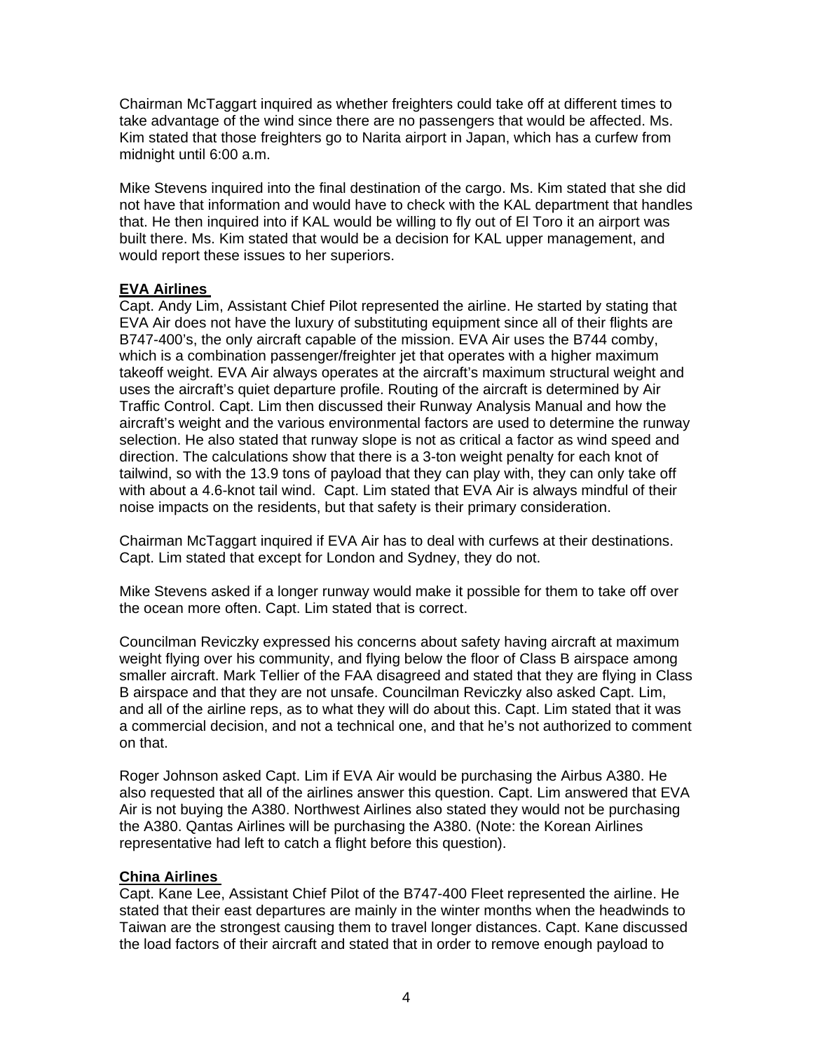Chairman McTaggart inquired as whether freighters could take off at different times to take advantage of the wind since there are no passengers that would be affected. Ms. Kim stated that those freighters go to Narita airport in Japan, which has a curfew from midnight until 6:00 a.m.

Mike Stevens inquired into the final destination of the cargo. Ms. Kim stated that she did not have that information and would have to check with the KAL department that handles that. He then inquired into if KAL would be willing to fly out of El Toro it an airport was built there. Ms. Kim stated that would be a decision for KAL upper management, and would report these issues to her superiors.

**EVA Airlines**

Capt. Andy Lim, Assistant Chief Pilot represented the airline. He started by stating that EVA Air does not have the luxury of substituting equipment since all of their flights are B747-400's, the only aircraft capable of the mission. EVA Air uses the B744 comby, which is a combination passenger/freighter jet that operates with a higher maximum takeoff weight. EVA Air always operates at the aircraft's maximum structural weight and uses the aircraft's quiet departure profile. Routing of the aircraft is determined by Air Traffic Control. Capt. Lim then discussed their Runway Analysis Manual and how the aircraft's weight and the various environmental factors are used to determine the runway selection. He also stated that runway slope is not as critical a factor as wind speed and direction. The calculations show that there is a 3-ton weight penalty for each knot of tailwind, so with the 13.9 tons of payload that they can play with, they can only take off with about a 4.6-knot tail wind. Capt. Lim stated that EVA Air is always mindful of their noise impacts on the residents, but that safety is their primary consideration.

Chairman McTaggart inquired if EVA Air has to deal with curfews at their destinations. Capt. Lim stated that except for London and Sydney, they do not.

Mike Stevens asked if a longer runway would make it possible for them to take off over the ocean more often. Capt. Lim stated that is correct.

Councilman Reviczky expressed his concerns about safety having aircraft at maximum weight flying over his community, and flying below the floor of Class B airspace among smaller aircraft. Mark Tellier of the FAA disagreed and stated that they are flying in Class B airspace and that they are not unsafe. Councilman Reviczky also asked Capt. Lim, and all of the airline reps, as to what they will do about this. Capt. Lim stated that it was a commercial decision, and not a technical one, and that he's not authorized to comment on that.

Roger Johnson asked Capt. Lim if EVA Air would be purchasing the Airbus A380. He also requested that all of the airlines answer this question. Capt. Lim answered that EVA Air is not buying the A380. Northwest Airlines also stated they would not be purchasing the A380. Qantas Airlines will be purchasing the A380. (Note: the Korean Airlines representative had left to catch a flight before this question).

**China Airlines**

Capt. Kane Lee, Assistant Chief Pilot of the B747-400 Fleet represented the airline. He stated that their east departures are mainly in the winter months when the headwinds to Taiwan are the strongest causing them to travel longer distances. Capt. Kane discussed the load factors of their aircraft and stated that in order to remove enough payload to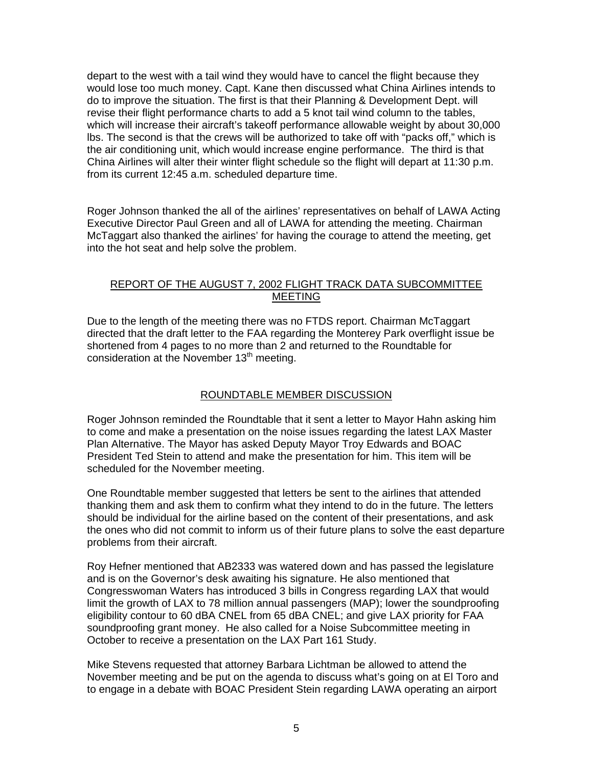depart to the west with a tail wind they would have to cancel the flight because they would lose too much money. Capt. Kane then discussed what China Airlines intends to do to improve the situation. The first is that their Planning & Development Dept. will revise their flight performance charts to add a 5 knot tail wind column to the tables, which will increase their aircraft's takeoff performance allowable weight by about 30,000 lbs. The second is that the crews will be authorized to take off with "packs off," which is the air conditioning unit, which would increase engine performance. The third is that China Airlines will alter their winter flight schedule so the flight will depart at 11:30 p.m. from its current 12:45 a.m. scheduled departure time.

Roger Johnson thanked the all of the airlines' representatives on behalf of LAWA Acting Executive Director Paul Green and all of LAWA for attending the meeting. Chairman McTaggart also thanked the airlines' for having the courage to attend the meeting, get into the hot seat and help solve the problem.

## REPORT OF THE AUGUST 7, 2002 FLIGHT TRACK DATA SUBCOMMITTEE MEETING

Due to the length of the meeting there was no FTDS report. Chairman McTaggart directed that the draft letter to the FAA regarding the Monterey Park overflight issue be shortened from 4 pages to no more than 2 and returned to the Roundtable for consideration at the November 13th meeting.

## ROUNDTABLE MEMBER DISCUSSION

Roger Johnson reminded the Roundtable that it sent a letter to Mayor Hahn asking him to come and make a presentation on the noise issues regarding the latest LAX Master Plan Alternative. The Mayor has asked Deputy Mayor Troy Edwards and BOAC President Ted Stein to attend and make the presentation for him. This item will be scheduled for the November meeting.

One Roundtable member suggested that letters be sent to the airlines that attended thanking them and ask them to confirm what they intend to do in the future. The letters should be individual for the airline based on the content of their presentations, and ask the ones who did not commit to inform us of their future plans to solve the east departure problems from their aircraft.

Roy Hefner mentioned that AB2333 was watered down and has passed the legislature and is on the Governor's desk awaiting his signature. He also mentioned that Congresswoman Waters has introduced 3 bills in Congress regarding LAX that would limit the growth of LAX to 78 million annual passengers (MAP); lower the soundproofing eligibility contour to 60 dBA CNEL from 65 dBA CNEL; and give LAX priority for FAA soundproofing grant money. He also called for a Noise Subcommittee meeting in October to receive a presentation on the LAX Part 161 Study.

Mike Stevens requested that attorney Barbara Lichtman be allowed to attend the November meeting and be put on the agenda to discuss what's going on at El Toro and to engage in a debate with BOAC President Stein regarding LAWA operating an airport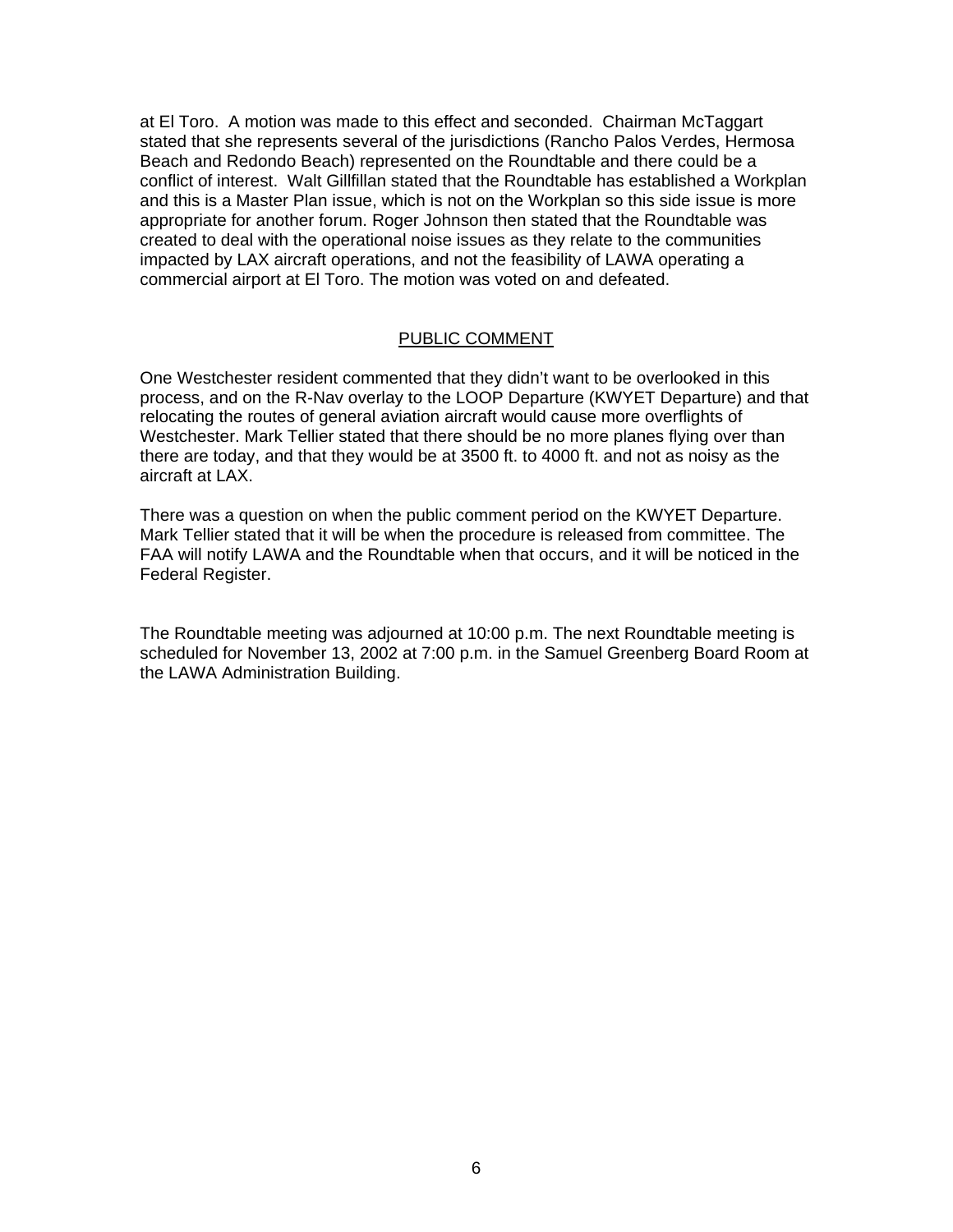at El Toro. A motion was made to this effect and seconded. Chairman McTaggart stated that she represents several of the jurisdictions (Rancho Palos Verdes, Hermosa Beach and Redondo Beach) represented on the Roundtable and there could be a conflict of interest. Walt Gillfillan stated that the Roundtable has established a Workplan and this is a Master Plan issue, which is not on the Workplan so this side issue is more appropriate for another forum. Roger Johnson then stated that the Roundtable was created to deal with the operational noise issues as they relate to the communities impacted by LAX aircraft operations, and not the feasibility of LAWA operating a commercial airport at El Toro. The motion was voted on and defeated.

## PUBLIC COMMENT

One Westchester resident commented that they didn't want to be overlooked in this process, and on the R-Nav overlay to the LOOP Departure (KWYET Departure) and that relocating the routes of general aviation aircraft would cause more overflights of Westchester. Mark Tellier stated that there should be no more planes flying over than there are today, and that they would be at 3500 ft. to 4000 ft. and not as noisy as the aircraft at LAX.

There was a question on when the public comment period on the KWYET Departure. Mark Tellier stated that it will be when the procedure is released from committee. The FAA will notify LAWA and the Roundtable when that occurs, and it will be noticed in the Federal Register.

The Roundtable meeting was adjourned at 10:00 p.m. The next Roundtable meeting is scheduled for November 13, 2002 at 7:00 p.m. in the Samuel Greenberg Board Room at the LAWA Administration Building.